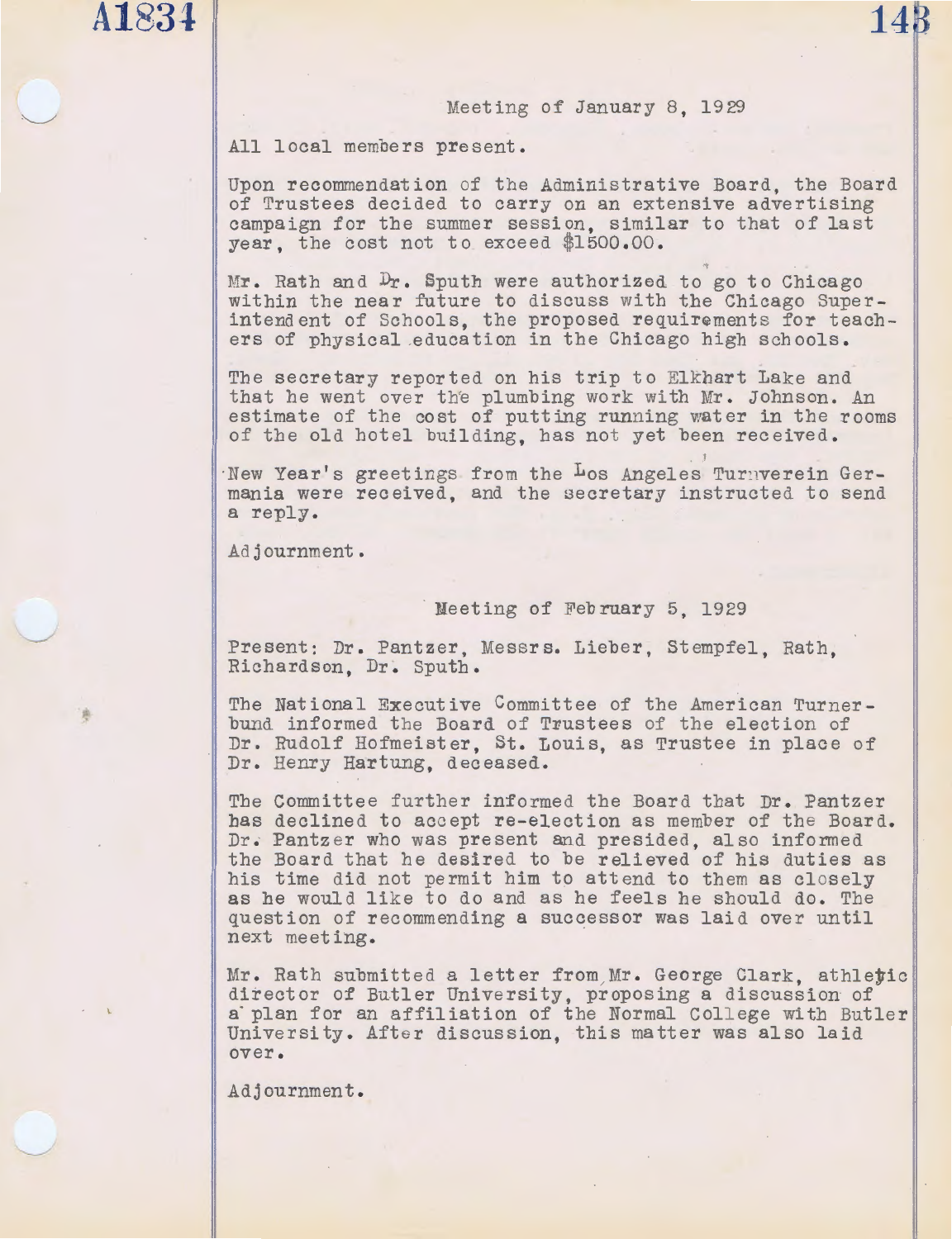## Meeting of January 8, 1929

All local members present.

Upon recommendation of the Administrative Board, the Board of Trustees decided to carry on an extensive advertising campaign for the summer session, similar to that of last year, the cost not to exceed $1500.00.

Mr. Rath and Dr. Sputh were authorized to go to Chicago within the near future to discuss with the Chicago Superintendent of Schools, the proposed requirements for teachers of physical education in the Chicago high schools.

The secretary reported on his trip to Elkhart Lake and that he went over the plumbing work with Mr. Johnson. An estimate of the cost of putting running water in the rooms of the old hotel building, has not yet been received.

New Year's greetings from the Los Angeles Turnverein Germania were received, and the secretary instructed to send a reply.

Adjournment.

## Meeting of February 5, 1929

Present: Dr. Pantzer, Messrs. Lieber, Stempfel, Rath, Richardson, Dr. Sputh.

The National Executive Committee of the American Turnerbund informed the Board of Trustees of the election of Dr. Rudolf Hofmeister, St. Louis, as Trustee in place of Dr. Henry Hartung, deceased.

The Committee further informed the Board that Dr. Pantzer has declined to accept re-election as member of the Board. Dr. Pantzer who was present and presided, also informed the Board that he desired to be relieved of his duties as his time did not permit him to attend to them as closely as he would like to do and as he feels he should do. The question of recommending a successor was laid over until next meeting.

Mr. Rath submitted a letter from Mr. George Clark, athletic director of Butler University, proposing a discussion of a plan for an affiliation of the Normal College with Butler University. After discussion, this matter was also laid over.

Adjournment.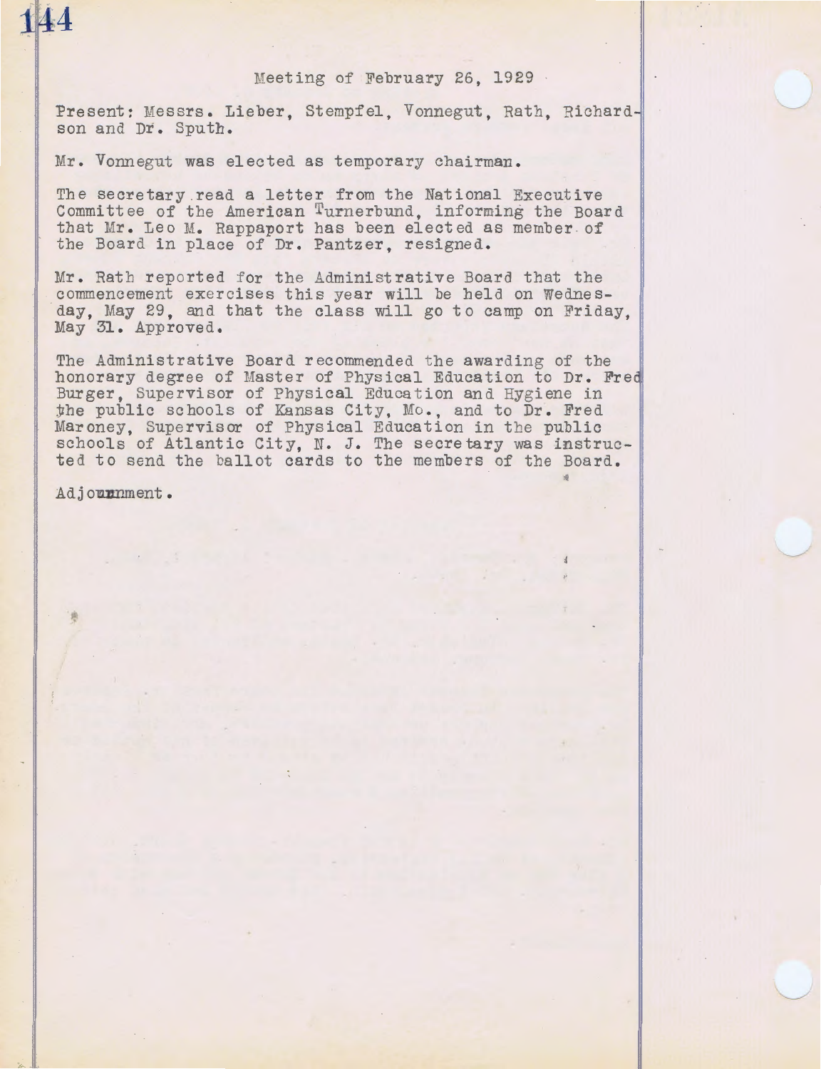Meeting of February 26, 1929

Present: Messrs. Lieber, Stempfel, Vonnegut, Rath, Richardson and Dr. Sputh.

Mr. Vonnegut was elected as temporary chairman.

The secretary read a letter from the National Executive Committee of the American Turnerbund, informing the Board that Mr. Leo M. Rappaport has been elected as member of the Board in place of Dr. Pantzer, resigned.

Mr. Rath reported for the Administrative Board that the commencement exercises this year will be held on Wednesday, May 29, and that the class will go to camp on Friday, May 31. Approved.

The Administrative Board recommended the awarding of the honorary degree of Master of Physical Education to Dr. Fred Burger, Supervisor of Physical Education and Hygiene in the public schools of Kansas City, Mo., and to Dr. Fred Maroney, Supervisor of Physical Education in the public schools of Atlantic City, N. J. The secretary was instructed to send the ballot cards to the members of the Board.

Adjournment.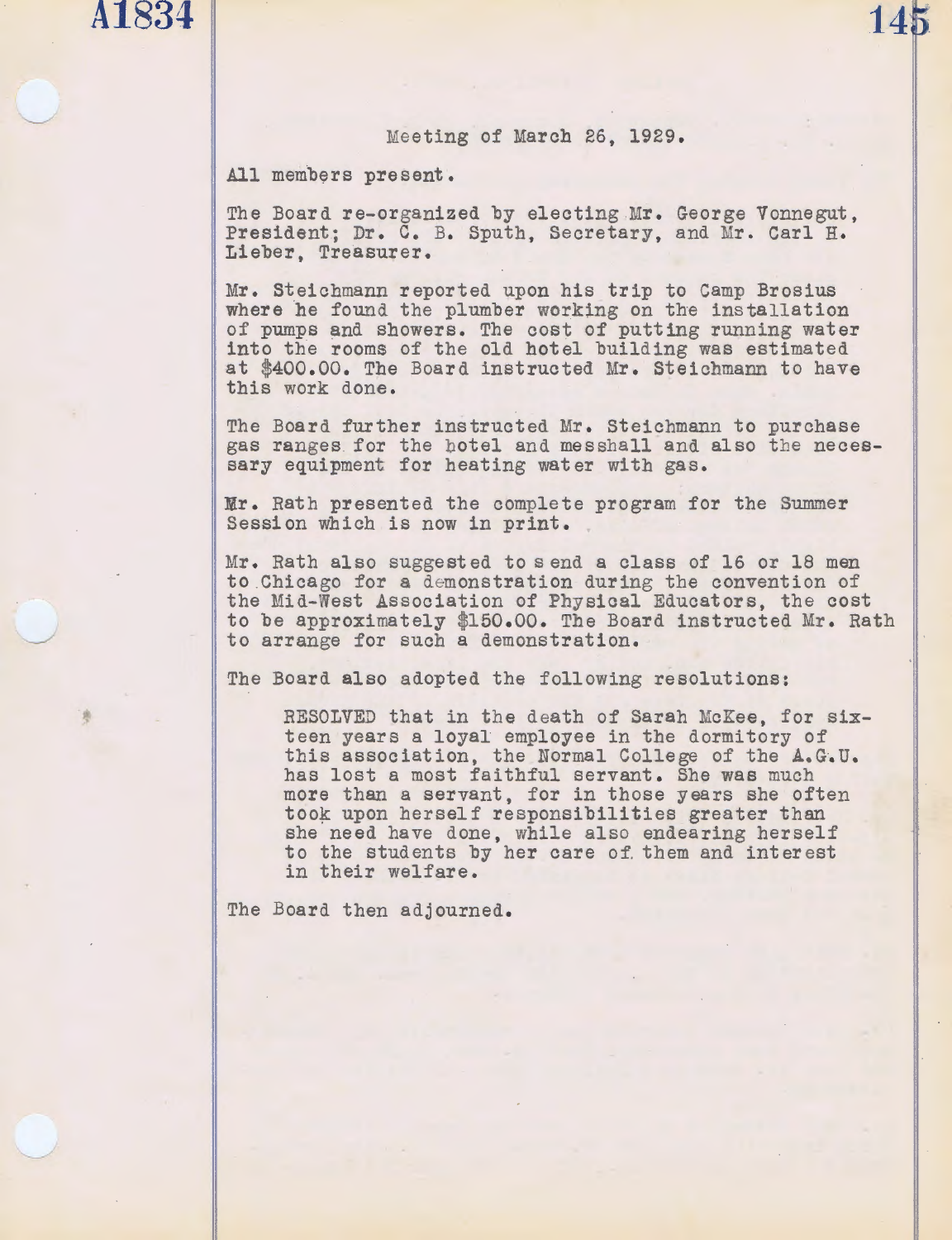Meeting of March 26, 1929.

All members present.

The Board re-organized by electing Mr. George Vonnegut, President; Dr. C. B. Sputh, Secretary, and Mr. Carl H. Lieber, Treasurer.

Mr. Steichmann reported upon his trip to Camp Brosius where he found the plumber working on the installation of pumps and showers. The cost of putting running water into the rooms of the old hotel building was estimated at $400.00. The Board instructed Mr. Steichmann to have this work done.

The Board further instructed Mr. Steichmann to purchase gas ranges for the hotel and messhall and also the necessary equipment for heating water with gas.

Mr. Rath presented the complete program for the Summer Session which is now in print.

Mr. Rath also suggested to send a class of 16 or 18 men to Chicago for a demonstration during the convention of the Mid-West Association of Physical Educators, the cost to be approximately $150.00. The Board instructed Mr. Rath to arrange for such a demonstration.

The Board also adopted the following resolutions:

> RESOLVED that in the death of Sarah McKee, for sixteen years a loyal employee in the dormitory of this association, the Normal College of the A.G.U. has lost a most faithful servant. She was much more than a servant, for in those years she often took upon herself responsibilities greater than she need have done, while also endearing herself to the students by her care of them and interest in their welfare.

The Board then adjourned.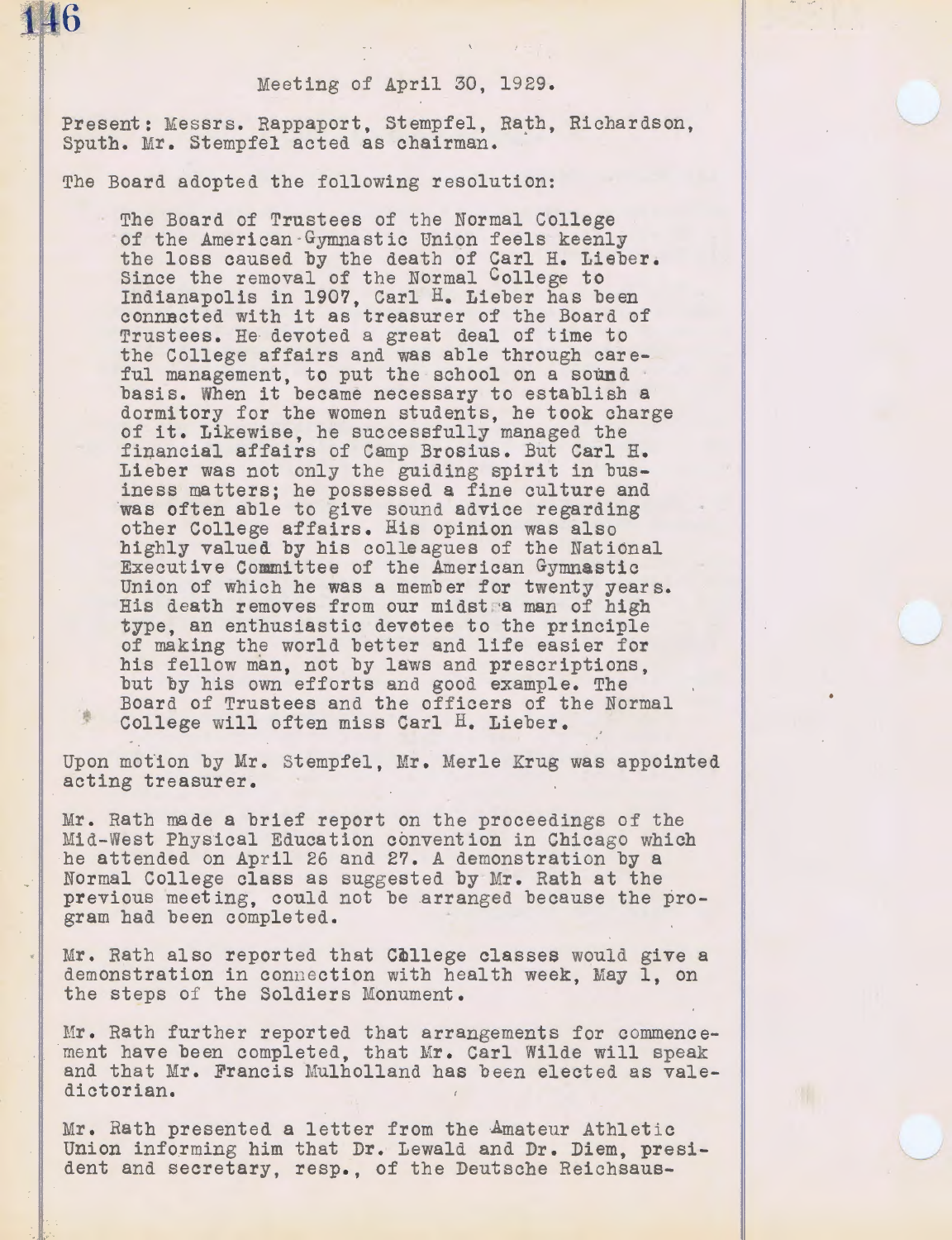Meeting of April 30, 1929.

Present: Messrs. Rappaport, Stempfel, Rath, Richardson, Sputh. Mr. Stempfel acted as chairman.

The Board adopted the following resolution:

> The Board of Trustees of the Normal College of the American Gymnastic Union feels keenly the loss caused by the death of Carl H. Lieber. Since the removal of the Normal College to Indianapolis in 1907, Carl H. Lieber has been connected with it as treasurer of the Board of Trustees. He devoted a great deal of time to the College affairs and was able through careful management, to put the school on a sound basis. When it became necessary to establish a dormitory for the women students, he took charge of it. Likewise, he successfully managed the financial affairs of Camp Brosius. But Carl H. Lieber was not only the guiding spirit in business matters; he possessed a fine culture and was often able to give sound advice regarding other College affairs. His opinion was also highly valued by his colleagues of the National Executive Committee of the American Gymnastic Union of which he was a member for twenty years. His death removes from our midst a man of high type, an enthusiastic devotee to the principle of making the world better and life easier for his fellow man, not by laws and prescriptions, but by his own efforts and good example. The Board of Trustees and the officers of the Normal College will often miss Carl H. Lieber.

Upon motion by Mr. Stempfel, Mr. Merle Krug was appointed acting treasurer.

Mr. Rath made a brief report on the proceedings of the Mid-West Physical Education convention in Chicago which he attended on April 26 and 27. A demonstration by a Normal College class as suggested by Mr. Rath at the previous meeting, could not be arranged because the program had been completed.

Mr. Rath also reported that College classes would give a demonstration in connection with health week, May 1, on the steps of the Soldiers Monument.

Mr. Rath further reported that arrangements for commencement have been completed, that Mr. Carl Wilde will speak and that Mr. Francis Mulholland has been elected as valedictorian.

Mr. Rath presented a letter from the Amateur Athletic Union informing him that Dr. Lewald and Dr. Diem, president and secretary, resp., of the Deutsche Reichsaus-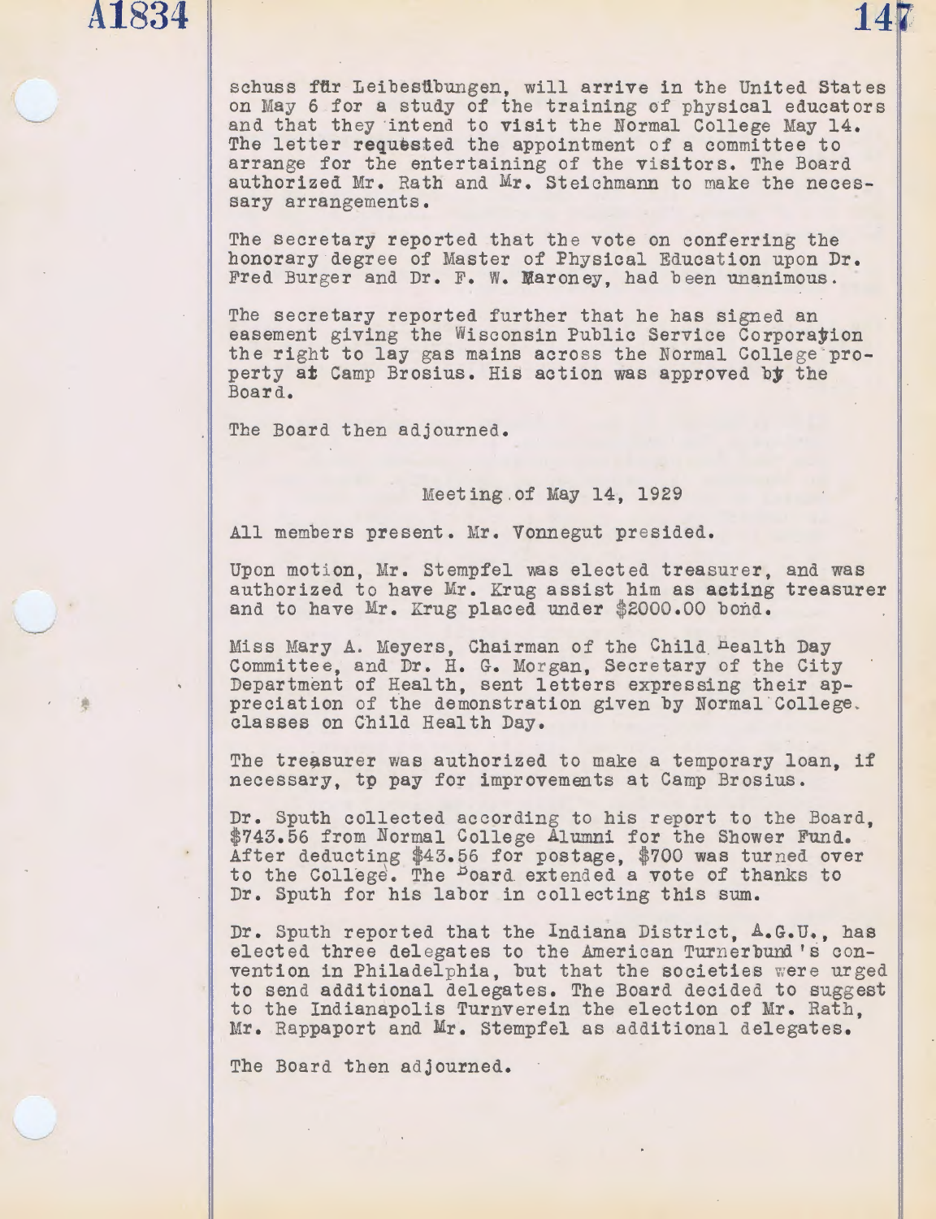schuss für Leibesübungen, will arrive in the United States on May 6 for a study of the training of physical educators and that they intend to visit the Normal College May 14. The letter requested the appointment of a committee to arrange for the entertaining of the visitors. The Board authorized Mr. Rath and Mr. Steichmann to make the necessary arrangements.

The secretary reported that the vote on conferring the honorary degree of Master of Physical Education upon Dr. Fred Burger and Dr. F. W. Maroney, had been unanimous.

The secretary reported further that he has signed an easement giving the Wisconsin Public Service Corporation the right to lay gas mains across the Normal College property at Camp Brosius. His action was approved by the Board.

The Board then adjourned.

Meeting of May 14, 1929

All members present. Mr. Vonnegut presided.

Upon motion, Mr. Stempfel was elected treasurer, and was authorized to have Mr. Krug assist him as acting treasurer and to have Mr. Krug placed under $2000.00 bond.

Miss Mary A. Meyers, Chairman of the Child Health Day Committee, and Dr. H. G. Morgan, Secretary of the City Department of Health, sent letters expressing their appreciation of the demonstration given by Normal College classes on Child Health Day.

The treasurer was authorized to make a temporary loan, if necessary, to pay for improvements at Camp Brosius.

Dr. Sputh collected according to his report to the Board, $743.56 from Normal College Alumni for the Shower Fund. After deducting $43.56 for postage, $700 was turned over to the College. The Board extended a vote of thanks to Dr. Sputh for his labor in collecting this sum.

Dr. Sputh reported that the Indiana District, A.G.U., has elected three delegates to the American Turnerbund's convention in Philadelphia, but that the societies were urged to send additional delegates. The Board decided to suggest to the Indianapolis Turnverein the election of Mr. Rath, Mr. Rappaport and Mr. Stempfel as additional delegates.

The Board then adjourned.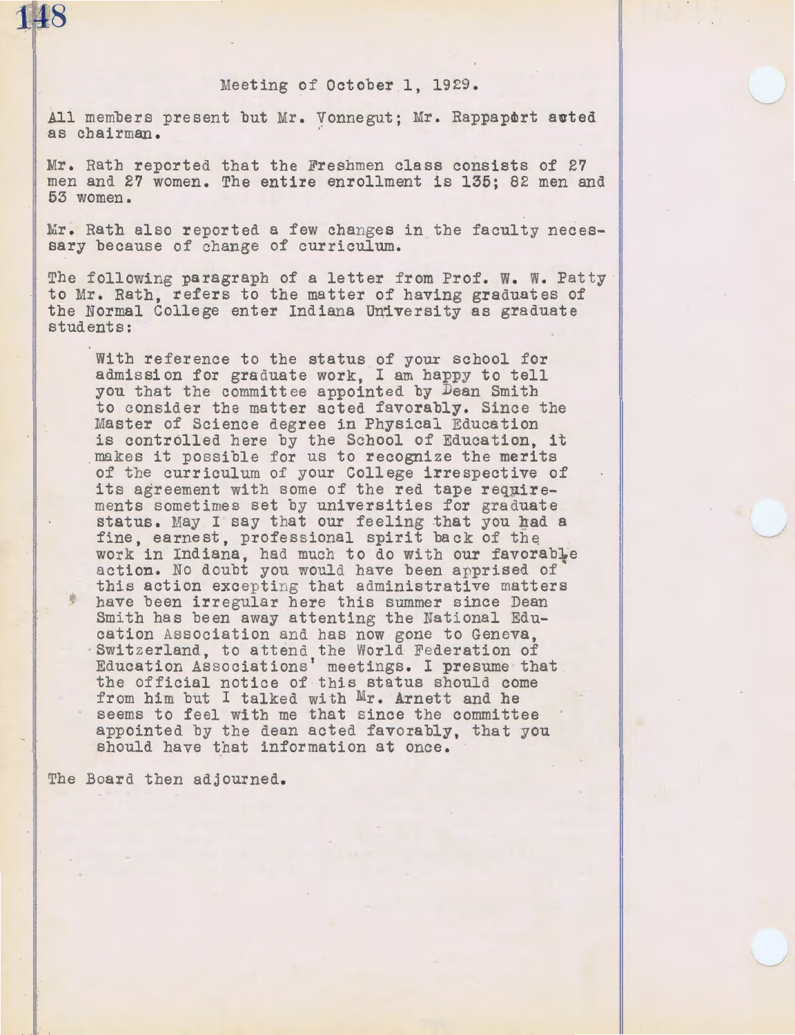Meeting of October 1, 1929.

All members present but Mr. Vonnegut; Mr. Rappaport acted as chairman.

Mr. Rath reported that the Freshmen class consists of 27 men and 27 women. The entire enrollment is 135; 82 men and 53 women.

Mr. Rath also reported a few changes in the faculty necessary because of change of curriculum.

The following paragraph of a letter from Prof. W. W. Patty to Mr. Rath, refers to the matter of having graduates of the Normal College enter Indiana University as graduate students:

> With reference to the status of your school for admission for graduate work, I am happy to tell you that the committee appointed by Dean Smith to consider the matter acted favorably. Since the Master of Science degree in Physical Education is controlled here by the School of Education, it makes it possible for us to recognize the merits of the curriculum of your College irrespective of its agreement with some of the red tape requirements sometimes set by universities for graduate status. May I say that our feeling that you had a fine, earnest, professional spirit back of the work in Indiana, had much to do with our favorable action. No doubt you would have been apprised of this action excepting that administrative matters have been irregular here this summer since Dean Smith has been away attenting the National Education Association and has now gone to Geneva, Switzerland, to attend the World Federation of Education Associations' meetings. I presume that the official notice of this status should come from him but I talked with Mr. Arnett and he seems to feel with me that since the committee appointed by the dean acted favorably, that you should have that information at once.

The Board then adjourned.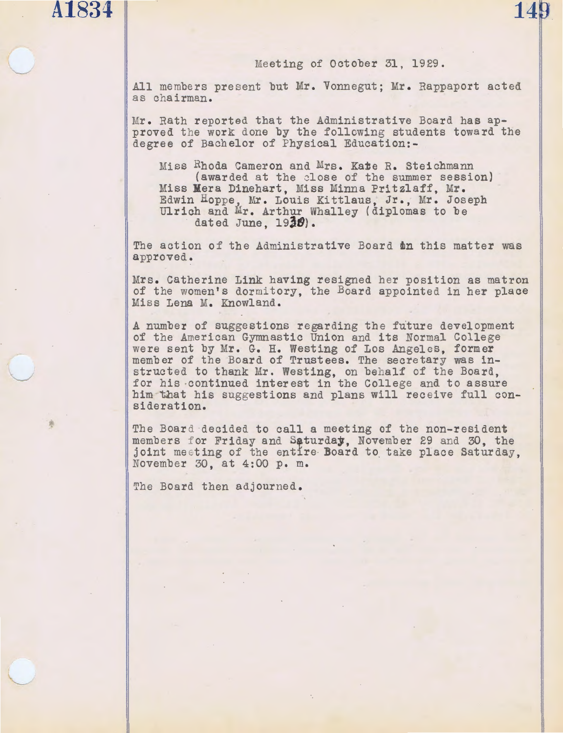Meeting of October 31, 1929.

All members present but Mr. Vonnegut; Mr. Rappaport acted as chairman.

Mr. Rath reported that the Administrative Board has approved the work done by the following students toward the degree of Bachelor of Physical Education:-

> Miss Rhoda Cameron and Mrs. Kate R. Steichmann (awarded at the close of the summer session)
> Miss Mera Dinehart, Miss Minna Pritzlaff, Mr. Edwin Hoppe, Mr. Louis Kittlaus, Jr., Mr. Joseph Ulrich and Mr. Arthur Whalley (diplomas to be dated June, 1930).

The action of the Administrative Board in this matter was approved.

Mrs. Catherine Link having resigned her position as matron of the women's dormitory, the Board appointed in her place Miss Lena M. Knowland.

A number of suggestions regarding the future development of the American Gymnastic Union and its Normal College were sent by Mr. G. H. Westing of Los Angeles, former member of the Board of Trustees. The secretary was instructed to thank Mr. Westing, on behalf of the Board, for his continued interest in the College and to assure him that his suggestions and plans will receive full consideration.

The Board decided to call a meeting of the non-resident members for Friday and Saturday, November 29 and 30, the joint meeting of the entire Board to take place Saturday, November 30, at 4:00 p. m.

The Board then adjourned.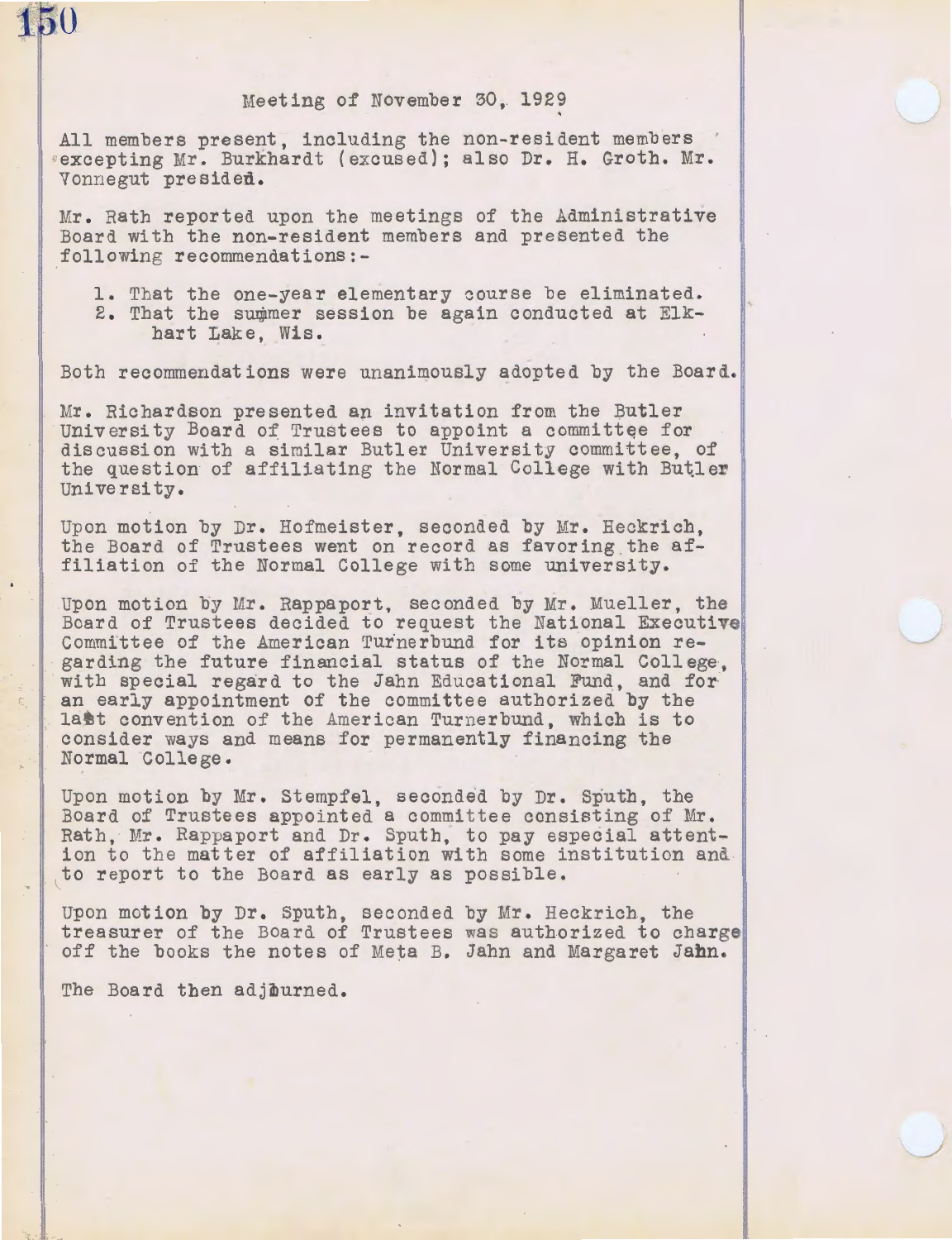## Meeting of November 30, 1929

All members present, including the non-resident members excepting Mr. Burkhardt (excused); also Dr. H. Groth. Mr. Vonnegut presided.

Mr. Rath reported upon the meetings of the Administrative Board with the non-resident members and presented the following recommendations:-

1. That the one-year elementary course be eliminated.
2. That the summer session be again conducted at Elkhart Lake, Wis.

Both recommendations were unanimously adopted by the Board.

Mr. Richardson presented an invitation from the Butler University Board of Trustees to appoint a committee for discussion with a similar Butler University committee, of the question of affiliating the Normal College with Butler University.

Upon motion by Dr. Hofmeister, seconded by Mr. Heckrich, the Board of Trustees went on record as favoring the affiliation of the Normal College with some university.

Upon motion by Mr. Rappaport, seconded by Mr. Mueller, the Board of Trustees decided to request the National Executive Committee of the American Turnerbund for its opinion regarding the future financial status of the Normal College, with special regard to the Jahn Educational Fund, and for an early appointment of the committee authorized by the last convention of the American Turnerbund, which is to consider ways and means for permanently financing the Normal College.

Upon motion by Mr. Stempfel, seconded by Dr. Sputh, the Board of Trustees appointed a committee consisting of Mr. Rath, Mr. Rappaport and Dr. Sputh, to pay especial attention to the matter of affiliation with some institution and to report to the Board as early as possible.

Upon motion by Dr. Sputh, seconded by Mr. Heckrich, the treasurer of the Board of Trustees was authorized to charge off the books the notes of Meta B. Jahn and Margaret Jahn.

The Board then adjourned.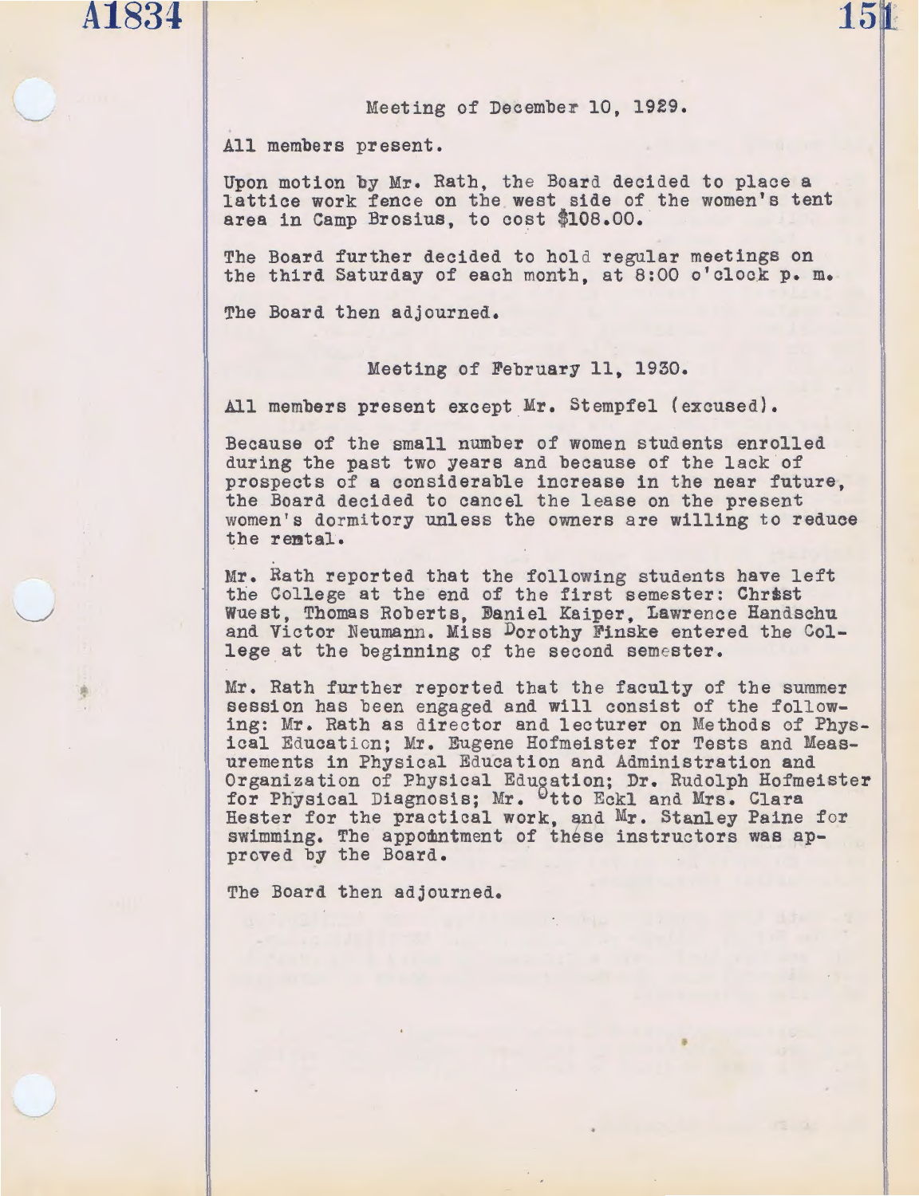Meeting of December 10, 1929.

All members present.

Upon motion by Mr. Rath, the Board decided to place a lattice work fence on the west side of the women's tent area in Camp Brosius, to cost $108.00.

The Board further decided to hold regular meetings on the third Saturday of each month, at 8:00 o'clock p. m.

The Board then adjourned.

Meeting of February 11, 1930.

All members present except Mr. Stempfel (excused).

Because of the small number of women students enrolled during the past two years and because of the lack of prospects of a considerable increase in the near future, the Board decided to cancel the lease on the present women's dormitory unless the owners are willing to reduce the rental.

Mr. Rath reported that the following students have left the College at the end of the first semester: Christ Wuest, Thomas Roberts, Daniel Kaiper, Lawrence Handschu and Victor Neumann. Miss Dorothy Finske entered the College at the beginning of the second semester.

Mr. Rath further reported that the faculty of the summer session has been engaged and will consist of the following: Mr. Rath as director and lecturer on Methods of Physical Education; Mr. Eugene Hofmeister for Tests and Measurements in Physical Education and Administration and Organization of Physical Education; Dr. Rudolph Hofmeister for Physical Diagnosis; Mr. Otto Eckl and Mrs. Clara Hester for the practical work, and Mr. Stanley Paine for swimming. The appointment of these instructors was approved by the Board.

The Board then adjourned.